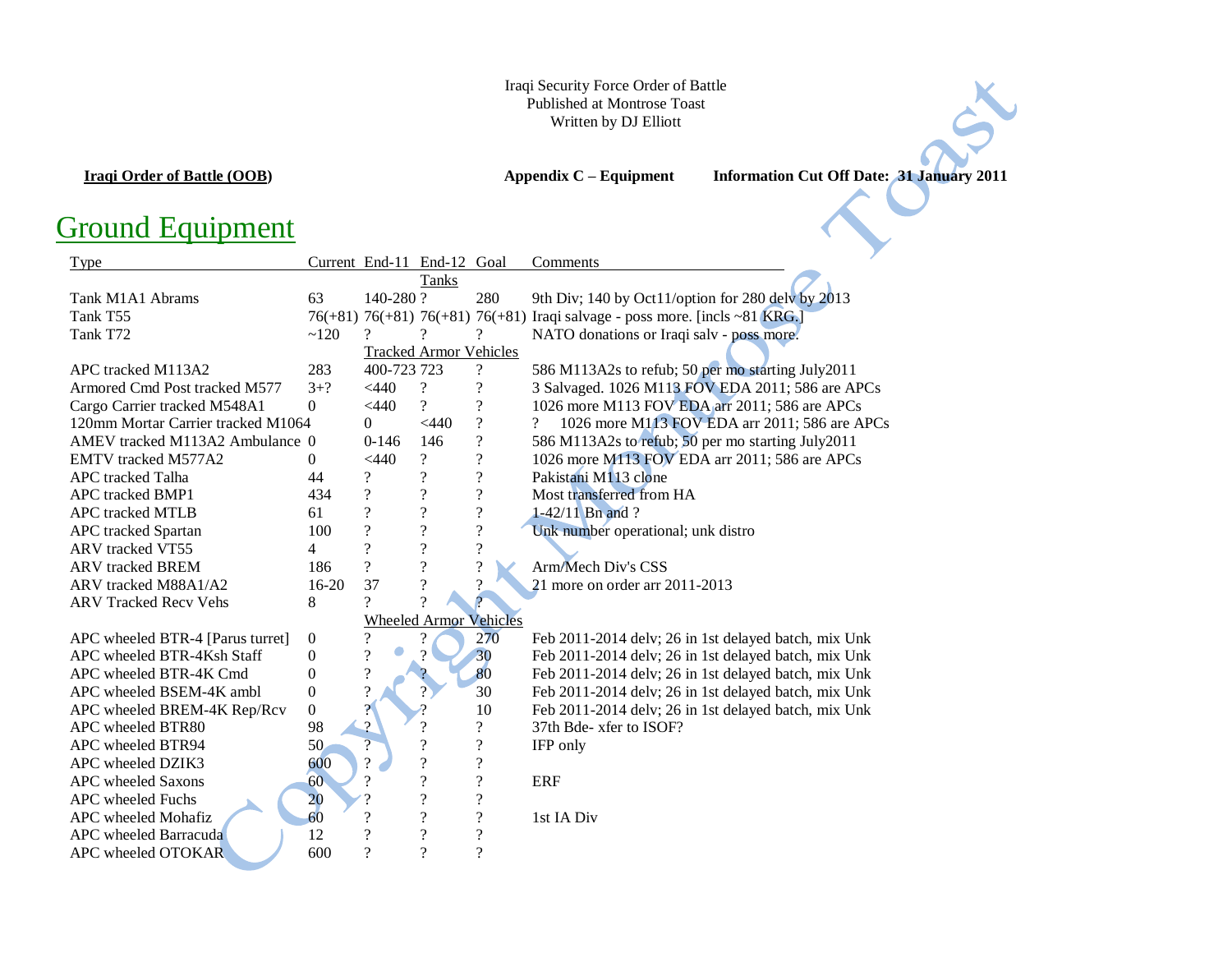Iraqi Security Force Order of Battle
Published at Montrose Toast
Written by DJ Elliott

**Iraqi Order of Battle (OOB)** **Appendix C – Equipment** **Information Cut Off Date: 31 January 2011**

# Ground Equipment

| Type | Current | End-11 | End-12 | Goal | Comments |
|---|---|---|---|---|---|
| | | | Tanks | | |
| Tank M1A1 Abrams | 63 | 140-280 | ? | 280 | 9th Div; 140 by Oct11/option for 280 delv by 2013 |
| Tank T55 | 76(+81) | 76(+81) | 76(+81) | 76(+81) | Iraqi salvage - poss more. [incls ~81 KRG.] |
| Tank T72 | ~120 | ? | ? | ? | NATO donations or Iraqi salv - poss more. |
| | | Tracked Armor Vehicles | | | |
| APC tracked M113A2 | 283 | 400-723 | 723 | ? | 586 M113A2s to refub; 50 per mo starting July2011 |
| Armored Cmd Post tracked M577 | 3+? | <440 | ? | ? | 3 Salvaged. 1026 M113 FOV EDA 2011; 586 are APCs |
| Cargo Carrier tracked M548A1 | 0 | <440 | ? | ? | 1026 more M113 FOV EDA arr 2011; 586 are APCs |
| 120mm Mortar Carrier tracked M1064 | | 0 | <440 | ? | ? 1026 more M113 FOV EDA arr 2011; 586 are APCs |
| AMEV tracked M113A2 Ambulance | 0 | 0-146 | 146 | ? | 586 M113A2s to refub; 50 per mo starting July2011 |
| EMTV tracked M577A2 | 0 | <440 | ? | ? | 1026 more M113 FOV EDA arr 2011; 586 are APCs |
| APC tracked Talha | 44 | ? | ? | ? | Pakistani M113 clone |
| APC tracked BMP1 | 434 | ? | ? | ? | Most transferred from HA |
| APC tracked MTLB | 61 | ? | ? | ? | 1-42/11 Bn and ? |
| APC tracked Spartan | 100 | ? | ? | ? | Unk number operational; unk distro |
| ARV tracked VT55 | 4 | ? | ? | ? | |
| ARV tracked BREM | 186 | ? | ? | ? | Arm/Mech Div's CSS |
| ARV tracked M88A1/A2 | 16-20 | 37 | ? | ? | 21 more on order arr 2011-2013 |
| ARV Tracked Recv Vehs | 8 | ? | ? | ? | |
| | | Wheeled Armor Vehicles | | | |
| APC wheeled BTR-4 [Parus turret] | 0 | ? | ? | 270 | Feb 2011-2014 delv; 26 in 1st delayed batch, mix Unk |
| APC wheeled BTR-4Ksh Staff | 0 | ? | ? | 30 | Feb 2011-2014 delv; 26 in 1st delayed batch, mix Unk |
| APC wheeled BTR-4K Cmd | 0 | ? | ? | 80 | Feb 2011-2014 delv; 26 in 1st delayed batch, mix Unk |
| APC wheeled BSEM-4K ambl | 0 | ? | ? | 30 | Feb 2011-2014 delv; 26 in 1st delayed batch, mix Unk |
| APC wheeled BREM-4K Rep/Rcv | 0 | ? | ? | 10 | Feb 2011-2014 delv; 26 in 1st delayed batch, mix Unk |
| APC wheeled BTR80 | 98 | ? | ? | ? | 37th Bde- xfer to ISOF? |
| APC wheeled BTR94 | 50 | ? | ? | ? | IFP only |
| APC wheeled DZIK3 | 600 | ? | ? | ? | |
| APC wheeled Saxons | 60 | ? | ? | ? | ERF |
| APC wheeled Fuchs | 20 | ? | ? | ? | |
| APC wheeled Mohafiz | 60 | ? | ? | ? | 1st IA Div |
| APC wheeled Barracuda | 12 | ? | ? | ? | |
| APC wheeled OTOKAR | 600 | ? | ? | ? | |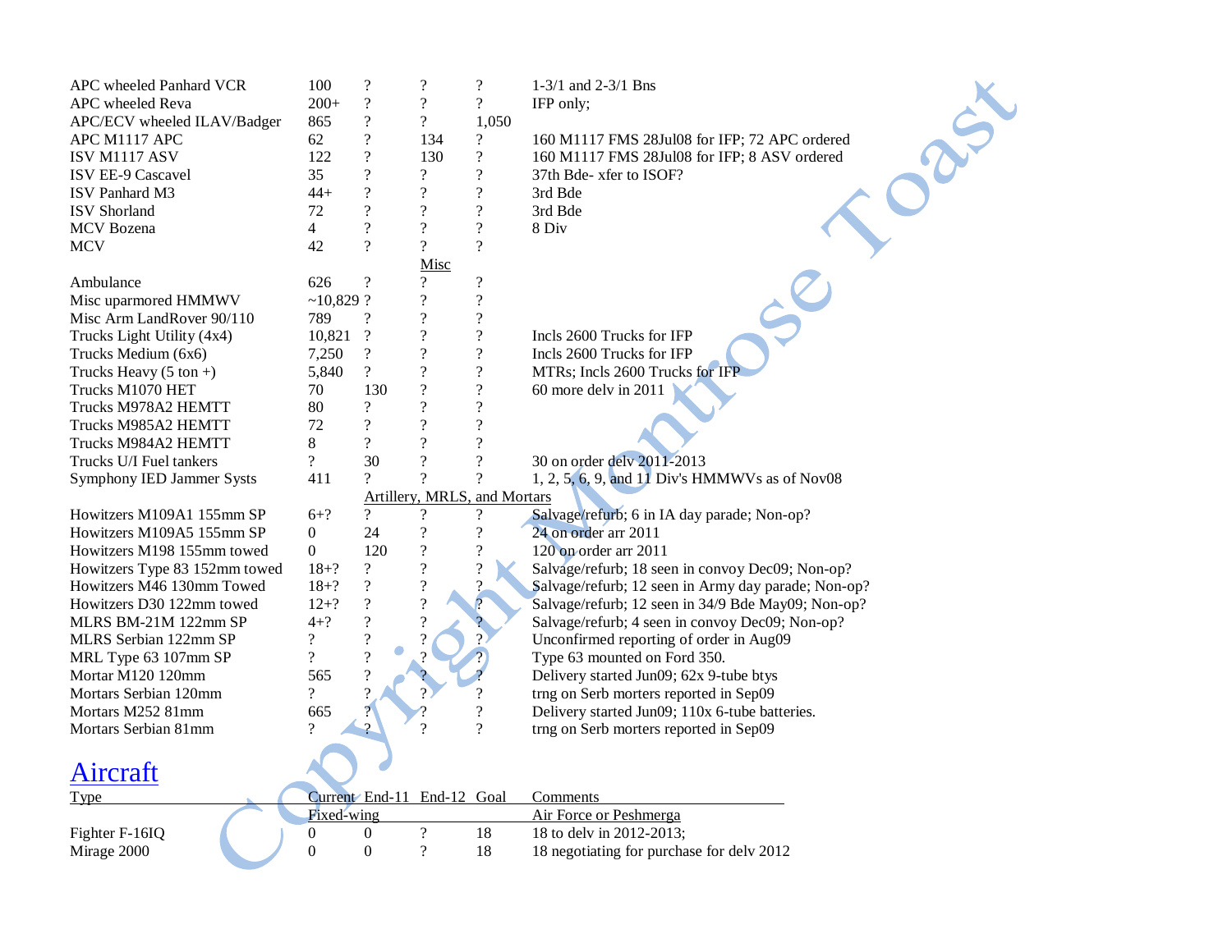| | | | | | |
|---|---|---|---|---|---|
| APC wheeled Panhard VCR | 100 | ? | ? | ? | 1-3/1 and 2-3/1 Bns |
| APC wheeled Reva | 200+ | ? | ? | ? | IFP only; |
| APC/ECV wheeled ILAV/Badger | 865 | ? | ? | 1,050 | |
| APC M1117 APC | 62 | ? | 134 | ? | 160 M1117 FMS 28Jul08 for IFP; 72 APC ordered |
| ISV M1117 ASV | 122 | ? | 130 | ? | 160 M1117 FMS 28Jul08 for IFP; 8 ASV ordered |
| ISV EE-9 Cascavel | 35 | ? | ? | ? | 37th Bde- xfer to ISOF? |
| ISV Panhard M3 | 44+ | ? | ? | ? | 3rd Bde |
| ISV Shorland | 72 | ? | ? | ? | 3rd Bde |
| MCV Bozena | 4 | ? | ? | ? | 8 Div |
| MCV | 42 | ? | ? | ? | |
| | | | Misc | | |
| Ambulance | 626 | ? | ? | ? | |
| Misc uparmored HMMWV | ~10,829 | ? | ? | ? | |
| Misc Arm LandRover 90/110 | 789 | ? | ? | ? | |
| Trucks Light Utility (4x4) | 10,821 | ? | ? | ? | Incls 2600 Trucks for IFP |
| Trucks Medium (6x6) | 7,250 | ? | ? | ? | Incls 2600 Trucks for IFP |
| Trucks Heavy (5 ton +) | 5,840 | ? | ? | ? | MTRs; Incls 2600 Trucks for IFP |
| Trucks M1070 HET | 70 | 130 | ? | ? | 60 more delv in 2011 |
| Trucks M978A2 HEMTT | 80 | ? | ? | ? | |
| Trucks M985A2 HEMTT | 72 | ? | ? | ? | |
| Trucks M984A2 HEMTT | 8 | ? | ? | ? | |
| Trucks U/I Fuel tankers | ? | 30 | ? | ? | 30 on order delv 2011-2013 |
| Symphony IED Jammer Systs | 411 | ? | ? | ? | 1, 2, 5, 6, 9, and 11 Div's HMMWVs as of Nov08 |
| | | Artillery, MRLS, and Mortars | | | |
| Howitzers M109A1 155mm SP | 6+? | ? | ? | ? | Salvage/refurb; 6 in IA day parade; Non-op? |
| Howitzers M109A5 155mm SP | 0 | 24 | ? | ? | 24 on order arr 2011 |
| Howitzers M198 155mm towed | 0 | 120 | ? | ? | 120 on order arr 2011 |
| Howitzers Type 83 152mm towed | 18+? | ? | ? | ? | Salvage/refurb; 18 seen in convoy Dec09; Non-op? |
| Howitzers M46 130mm Towed | 18+? | ? | ? | ? | Salvage/refurb; 12 seen in Army day parade; Non-op? |
| Howitzers D30 122mm towed | 12+? | ? | ? | ? | Salvage/refurb; 12 seen in 34/9 Bde May09; Non-op? |
| MLRS BM-21M 122mm SP | 4+? | ? | ? | ? | Salvage/refurb; 4 seen in convoy Dec09; Non-op? |
| MLRS Serbian 122mm SP | ? | ? | ? | ? | Unconfirmed reporting of order in Aug09 |
| MRL Type 63 107mm SP | ? | ? | ? | ? | Type 63 mounted on Ford 350. |
| Mortar M120 120mm | 565 | ? | ? | ? | Delivery started Jun09; 62x 9-tube btys |
| Mortars Serbian 120mm | ? | ? | ? | ? | trng on Serb morters reported in Sep09 |
| Mortars M252 81mm | 665 | ? | ? | ? | Delivery started Jun09; 110x 6-tube batteries. |
| Mortars Serbian 81mm | ? | ? | ? | ? | trng on Serb morters reported in Sep09 |

## Aircraft

| Type | Current | End-11 | End-12 | Goal | Comments |
|---|---|---|---|---|---|
| | Fixed-wing | | | | Air Force or Peshmerga |
| Fighter F-16IQ | 0 | 0 | ? | 18 | 18 to delv in 2012-2013; |
| Mirage 2000 | 0 | 0 | ? | 18 | 18 negotiating for purchase for delv 2012 |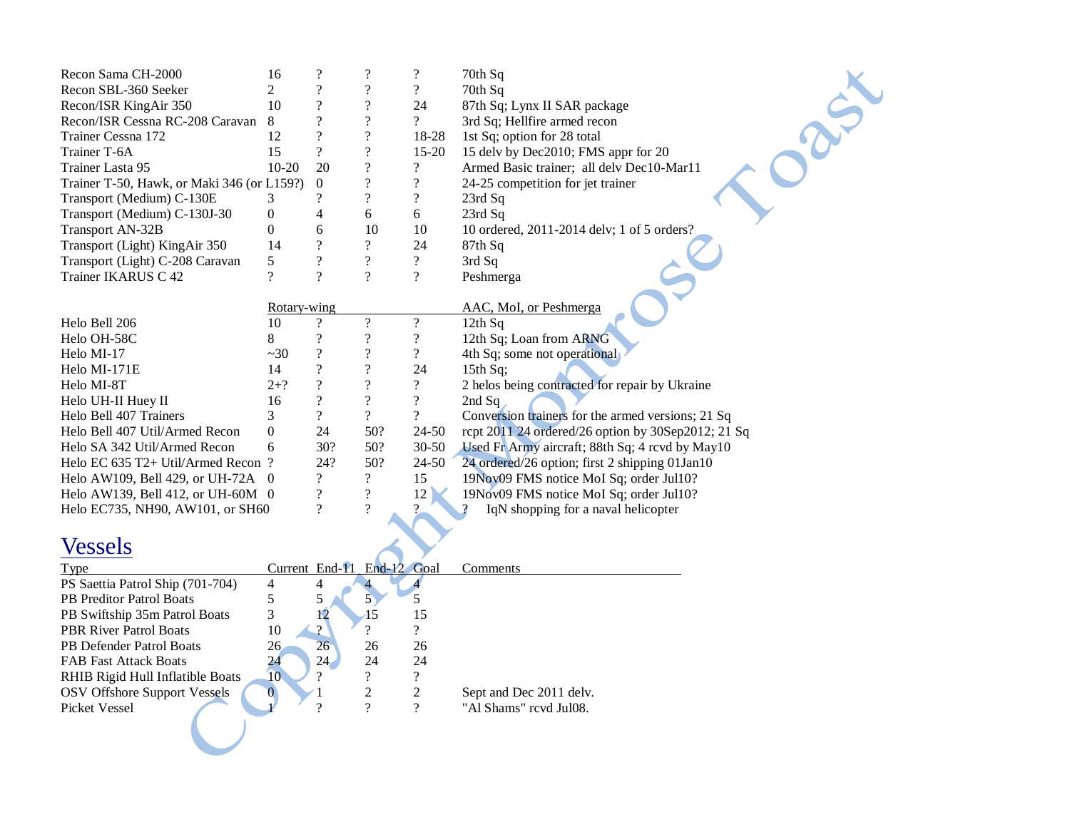| | | | | | |
|---|---|---|---|---|---|
| Recon Sama CH-2000 | 16 | ? | ? | ? | 70th Sq |
| Recon SBL-360 Seeker | 2 | ? | ? | ? | 70th Sq |
| Recon/ISR KingAir 350 | 10 | ? | ? | 24 | 87th Sq; Lynx II SAR package |
| Recon/ISR Cessna RC-208 Caravan | 8 | ? | ? | ? | 3rd Sq; Hellfire armed recon |
| Trainer Cessna 172 | 12 | ? | ? | 18-28 | 1st Sq; option for 28 total |
| Trainer T-6A | 15 | ? | ? | 15-20 | 15 delv by Dec2010; FMS appr for 20 |
| Trainer Lasta 95 | 10-20 | 20 | ? | ? | Armed Basic trainer; all delv Dec10-Mar11 |
| Trainer T-50, Hawk, or Maki 346 (or L159?) | 0 | ? | ? | | 24-25 competition for jet trainer |
| Transport (Medium) C-130E | 3 | ? | ? | ? | 23rd Sq |
| Transport (Medium) C-130J-30 | 0 | 4 | 6 | 6 | 23rd Sq |
| Transport AN-32B | 0 | 6 | 10 | 10 | 10 ordered, 2011-2014 delv; 1 of 5 orders? |
| Transport (Light) KingAir 350 | 14 | ? | ? | 24 | 87th Sq |
| Transport (Light) C-208 Caravan | 5 | ? | ? | ? | 3rd Sq |
| Trainer IKARUS C 42 | ? | ? | ? | ? | Peshmerga |
| | Rotary-wing | | | | AAC, MoI, or Peshmerga |
| Helo Bell 206 | 10 | ? | ? | ? | 12th Sq |
| Helo OH-58C | 8 | ? | ? | ? | 12th Sq; Loan from ARNG |
| Helo MI-17 | ~30 | ? | ? | ? | 4th Sq; some not operational |
| Helo MI-171E | 14 | ? | ? | 24 | 15th Sq; |
| Helo MI-8T | 2+? | ? | ? | ? | 2 helos being contracted for repair by Ukraine |
| Helo UH-II Huey II | 16 | ? | ? | ? | 2nd Sq |
| Helo Bell 407 Trainers | 3 | ? | ? | ? | Conversion trainers for the armed versions; 21 Sq |
| Helo Bell 407 Util/Armed Recon | 0 | 24 | 50? | 24-50 | rcpt 2011 24 ordered/26 option by 30Sep2012; 21 Sq |
| Helo SA 342 Util/Armed Recon | 6 | 30? | 50? | 30-50 | Used Fr Army aircraft; 88th Sq; 4 rcvd by May10 |
| Helo EC 635 T2+ Util/Armed Recon | ? | 24? | 50? | 24-50 | 24 ordered/26 option; first 2 shipping 01Jan10 |
| Helo AW109, Bell 429, or UH-72A | 0 | ? | ? | 15 | 19Nov09 FMS notice MoI Sq; order Jul10? |
| Helo AW139, Bell 412, or UH-60M | 0 | ? | ? | 12 | 19Nov09 FMS notice MoI Sq; order Jul10? |
| Helo EC735, NH90, AW101, or SH60 | | ? | ? | ? | ? IqN shopping for a naval helicopter |

## Vessels

| Type | Current | End-11 | End-12 | Goal | Comments |
|---|---|---|---|---|---|
| PS Saettia Patrol Ship (701-704) | 4 | 4 | 4 | 4 | |
| PB Preditor Patrol Boats | 5 | 5 | 5 | 5 | |
| PB Swiftship 35m Patrol Boats | 3 | 12 | 15 | 15 | |
| PBR River Patrol Boats | 10 | ? | ? | ? | |
| PB Defender Patrol Boats | 26 | 26 | 26 | 26 | |
| FAB Fast Attack Boats | 24 | 24 | 24 | 24 | |
| RHIB Rigid Hull Inflatible Boats | 10 | ? | ? | ? | |
| OSV Offshore Support Vessels | 0 | 1 | 2 | 2 | Sept and Dec 2011 delv. |
| Picket Vessel | 1 | ? | ? | ? | "Al Shams" rcvd Jul08. |